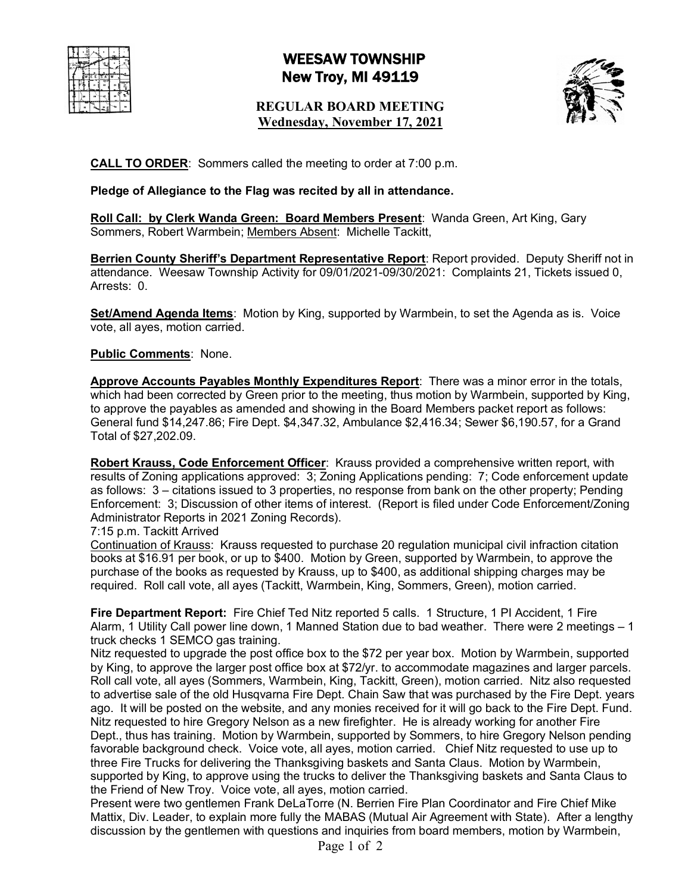# WEESAW TOWNSHIP
## New Troy, MI 49119

### REGULAR BOARD MEETING
### Wednesday, November 17, 2021

**CALL TO ORDER**: Sommers called the meeting to order at 7:00 p.m.

**Pledge of Allegiance to the Flag was recited by all in attendance.**

**Roll Call: by Clerk Wanda Green: Board Members Present**: Wanda Green, Art King, Gary Sommers, Robert Warmbein; Members Absent: Michelle Tackitt,

**Berrien County Sheriff's Department Representative Report**: Report provided. Deputy Sheriff not in attendance. Weesaw Township Activity for 09/01/2021-09/30/2021: Complaints 21, Tickets issued 0, Arrests: 0.

**Set/Amend Agenda Items**: Motion by King, supported by Warmbein, to set the Agenda as is. Voice vote, all ayes, motion carried.

**Public Comments**: None.

**Approve Accounts Payables Monthly Expenditures Report**: There was a minor error in the totals, which had been corrected by Green prior to the meeting, thus motion by Warmbein, supported by King, to approve the payables as amended and showing in the Board Members packet report as follows: General fund $14,247.86; Fire Dept. $4,347.32, Ambulance $2,416.34; Sewer $6,190.57, for a Grand Total of $27,202.09.

**Robert Krauss, Code Enforcement Officer**: Krauss provided a comprehensive written report, with results of Zoning applications approved: 3; Zoning Applications pending: 7; Code enforcement update as follows: 3 – citations issued to 3 properties, no response from bank on the other property; Pending Enforcement: 3; Discussion of other items of interest. (Report is filed under Code Enforcement/Zoning Administrator Reports in 2021 Zoning Records).

7:15 p.m. Tackitt Arrived

Continuation of Krauss: Krauss requested to purchase 20 regulation municipal civil infraction citation books at $16.91 per book, or up to $400. Motion by Green, supported by Warmbein, to approve the purchase of the books as requested by Krauss, up to $400, as additional shipping charges may be required. Roll call vote, all ayes (Tackitt, Warmbein, King, Sommers, Green), motion carried.

**Fire Department Report:** Fire Chief Ted Nitz reported 5 calls. 1 Structure, 1 PI Accident, 1 Fire Alarm, 1 Utility Call power line down, 1 Manned Station due to bad weather. There were 2 meetings – 1 truck checks 1 SEMCO gas training.

Nitz requested to upgrade the post office box to the $72 per year box. Motion by Warmbein, supported by King, to approve the larger post office box at $72/yr. to accommodate magazines and larger parcels. Roll call vote, all ayes (Sommers, Warmbein, King, Tackitt, Green), motion carried. Nitz also requested to advertise sale of the old Husqvarna Fire Dept. Chain Saw that was purchased by the Fire Dept. years ago. It will be posted on the website, and any monies received for it will go back to the Fire Dept. Fund. Nitz requested to hire Gregory Nelson as a new firefighter. He is already working for another Fire Dept., thus has training. Motion by Warmbein, supported by Sommers, to hire Gregory Nelson pending favorable background check. Voice vote, all ayes, motion carried. Chief Nitz requested to use up to three Fire Trucks for delivering the Thanksgiving baskets and Santa Claus. Motion by Warmbein, supported by King, to approve using the trucks to deliver the Thanksgiving baskets and Santa Claus to the Friend of New Troy. Voice vote, all ayes, motion carried.

Present were two gentlemen Frank DeLaTorre (N. Berrien Fire Plan Coordinator and Fire Chief Mike Mattix, Div. Leader, to explain more fully the MABAS (Mutual Air Agreement with State). After a lengthy discussion by the gentlemen with questions and inquiries from board members, motion by Warmbein,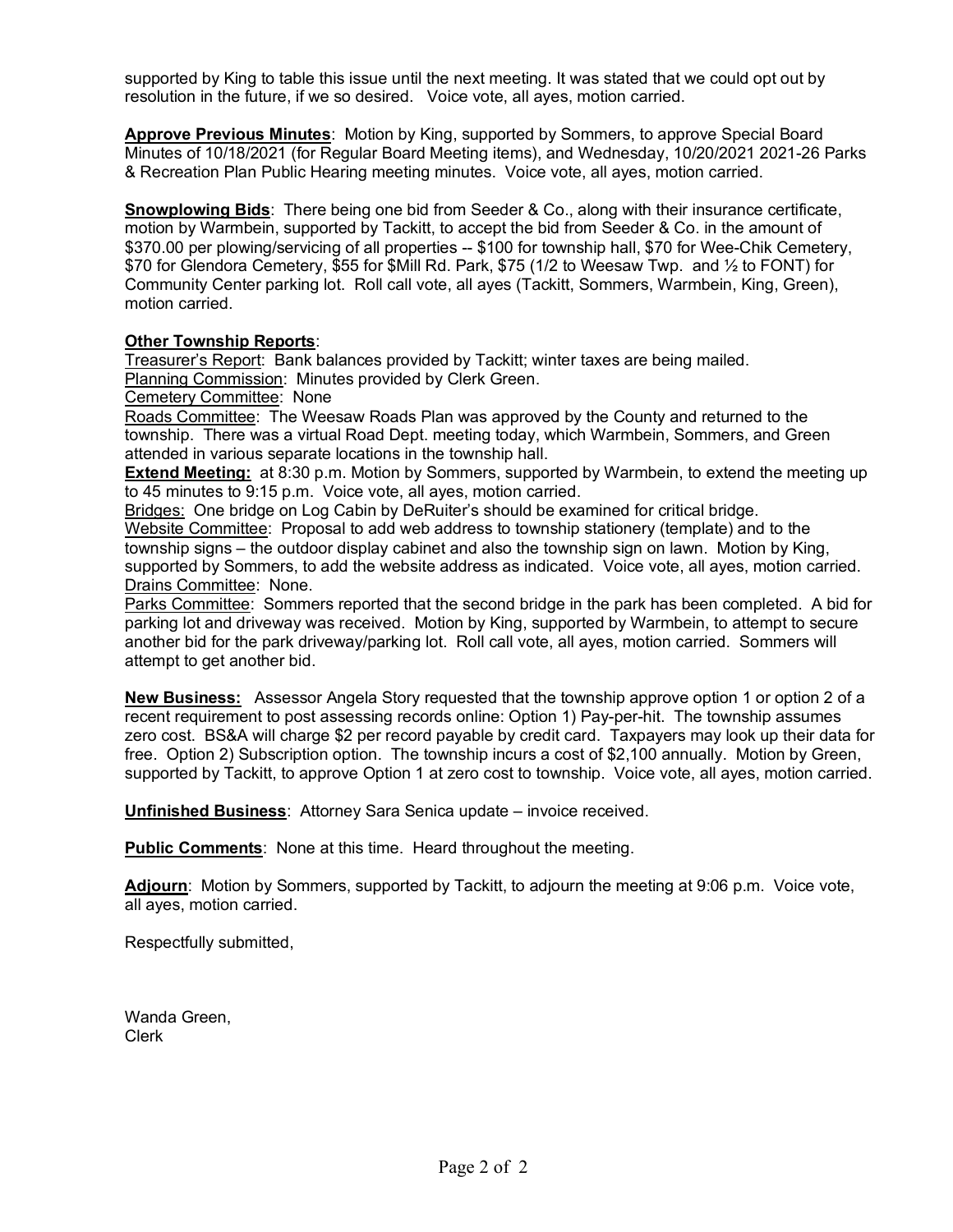supported by King to table this issue until the next meeting. It was stated that we could opt out by resolution in the future, if we so desired. Voice vote, all ayes, motion carried.

**Approve Previous Minutes**: Motion by King, supported by Sommers, to approve Special Board Minutes of 10/18/2021 (for Regular Board Meeting items), and Wednesday, 10/20/2021 2021-26 Parks & Recreation Plan Public Hearing meeting minutes. Voice vote, all ayes, motion carried.

**Snowplowing Bids**: There being one bid from Seeder & Co., along with their insurance certificate, motion by Warmbein, supported by Tackitt, to accept the bid from Seeder & Co. in the amount of $370.00 per plowing/servicing of all properties -- $100 for township hall, $70 for Wee-Chik Cemetery, $70 for Glendora Cemetery, $55 for $Mill Rd. Park, $75 (1/2 to Weesaw Twp. and ½ to FONT) for Community Center parking lot. Roll call vote, all ayes (Tackitt, Sommers, Warmbein, King, Green), motion carried.

**Other Township Reports**:

Treasurer's Report: Bank balances provided by Tackitt; winter taxes are being mailed.
Planning Commission: Minutes provided by Clerk Green.
Cemetery Committee: None
Roads Committee: The Weesaw Roads Plan was approved by the County and returned to the township. There was a virtual Road Dept. meeting today, which Warmbein, Sommers, and Green attended in various separate locations in the township hall.
**Extend Meeting:** at 8:30 p.m. Motion by Sommers, supported by Warmbein, to extend the meeting up to 45 minutes to 9:15 p.m. Voice vote, all ayes, motion carried.
Bridges: One bridge on Log Cabin by DeRuiter's should be examined for critical bridge.
Website Committee: Proposal to add web address to township stationery (template) and to the township signs – the outdoor display cabinet and also the township sign on lawn. Motion by King, supported by Sommers, to add the website address as indicated. Voice vote, all ayes, motion carried.
Drains Committee: None.
Parks Committee: Sommers reported that the second bridge in the park has been completed. A bid for parking lot and driveway was received. Motion by King, supported by Warmbein, to attempt to secure another bid for the park driveway/parking lot. Roll call vote, all ayes, motion carried. Sommers will attempt to get another bid.

**New Business:** Assessor Angela Story requested that the township approve option 1 or option 2 of a recent requirement to post assessing records online: Option 1) Pay-per-hit. The township assumes zero cost. BS&A will charge $2 per record payable by credit card. Taxpayers may look up their data for free. Option 2) Subscription option. The township incurs a cost of $2,100 annually. Motion by Green, supported by Tackitt, to approve Option 1 at zero cost to township. Voice vote, all ayes, motion carried.

**Unfinished Business**: Attorney Sara Senica update – invoice received.

**Public Comments**: None at this time. Heard throughout the meeting.

**Adjourn**: Motion by Sommers, supported by Tackitt, to adjourn the meeting at 9:06 p.m. Voice vote, all ayes, motion carried.

Respectfully submitted,

Wanda Green,
Clerk